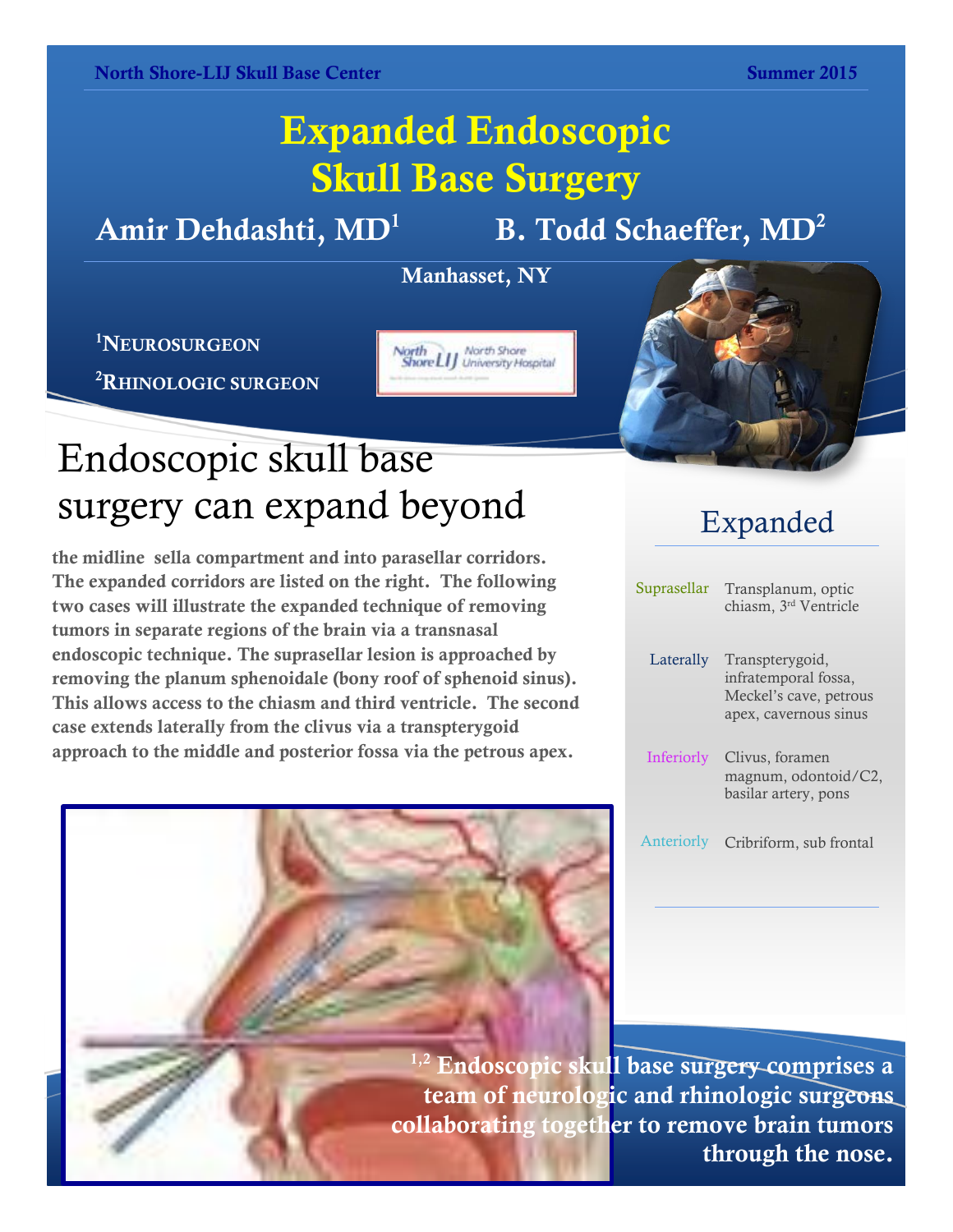North Shore-LIJ Skull Base Center Summer 2015

# Expanded Endoscopic Skull Base Surgery

## Amir Dehdashti, MD[1] B. Todd Schaeffer, MD[2]

**Manhasset, NY**

[1]NEUROSURGEON

[2]RHINOLOGIC SURGEON

## Endoscopic skull base surgery can expand beyond

**the midline sella compartment and into parasellar corridors. The expanded corridors are listed on the right. The following two cases will illustrate the expanded technique of removing tumors in separate regions of the brain via a transnasal endoscopic technique. The suprasellar lesion is approached by removing the planum sphenoidale (bony roof of sphenoid sinus). This allows access to the chiasm and third ventricle. The second case extends laterally from the clivus via a transpterygoid approach to the middle and posterior fossa via the petrous apex.**

## Expanded

| | |
|---|---|
| Suprasellar | Transplanum, optic chiasm, 3rd Ventricle |
| Laterally | Transpterygoid, infratemporal fossa, Meckel's cave, petrous apex, cavernous sinus |
| Inferiorly | Clivus, foramen magnum, odontoid/C2, basilar artery, pons |
| Anteriorly | Cribriform, sub frontal |

**[1,2] Endoscopic skull base surgery comprises a team of neurologic and rhinologic surgeons collaborating together to remove brain tumors through the nose.**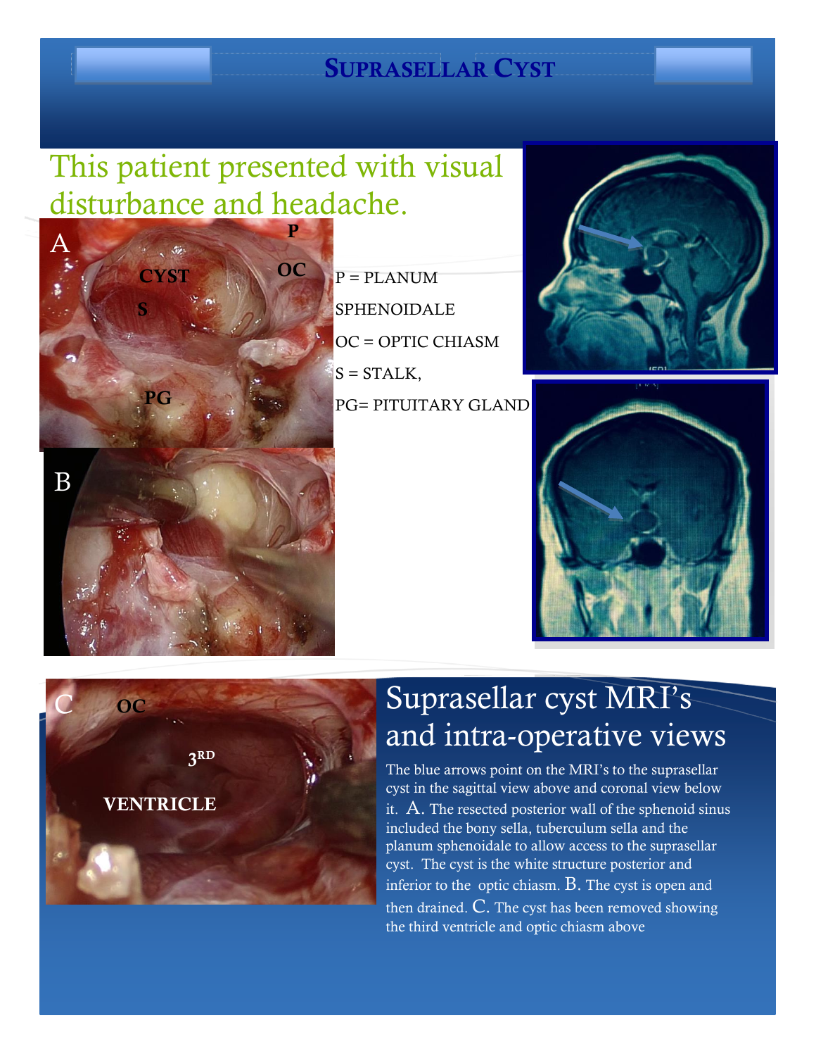# SUPRASELLAR CYST

This patient presented with visual disturbance and headache.

P = PLANUM SPHENOIDALE

OC = OPTIC CHIASM

S = STALK,

PG= PITUITARY GLAND

## Suprasellar cyst MRI's and intra-operative views

The blue arrows point on the MRI's to the suprasellar cyst in the sagittal view above and coronal view below it. A. The resected posterior wall of the sphenoid sinus included the bony sella, tuberculum sella and the planum sphenoidale to allow access to the suprasellar cyst. The cyst is the white structure posterior and inferior to the optic chiasm. B. The cyst is open and then drained. C. The cyst has been removed showing the third ventricle and optic chiasm above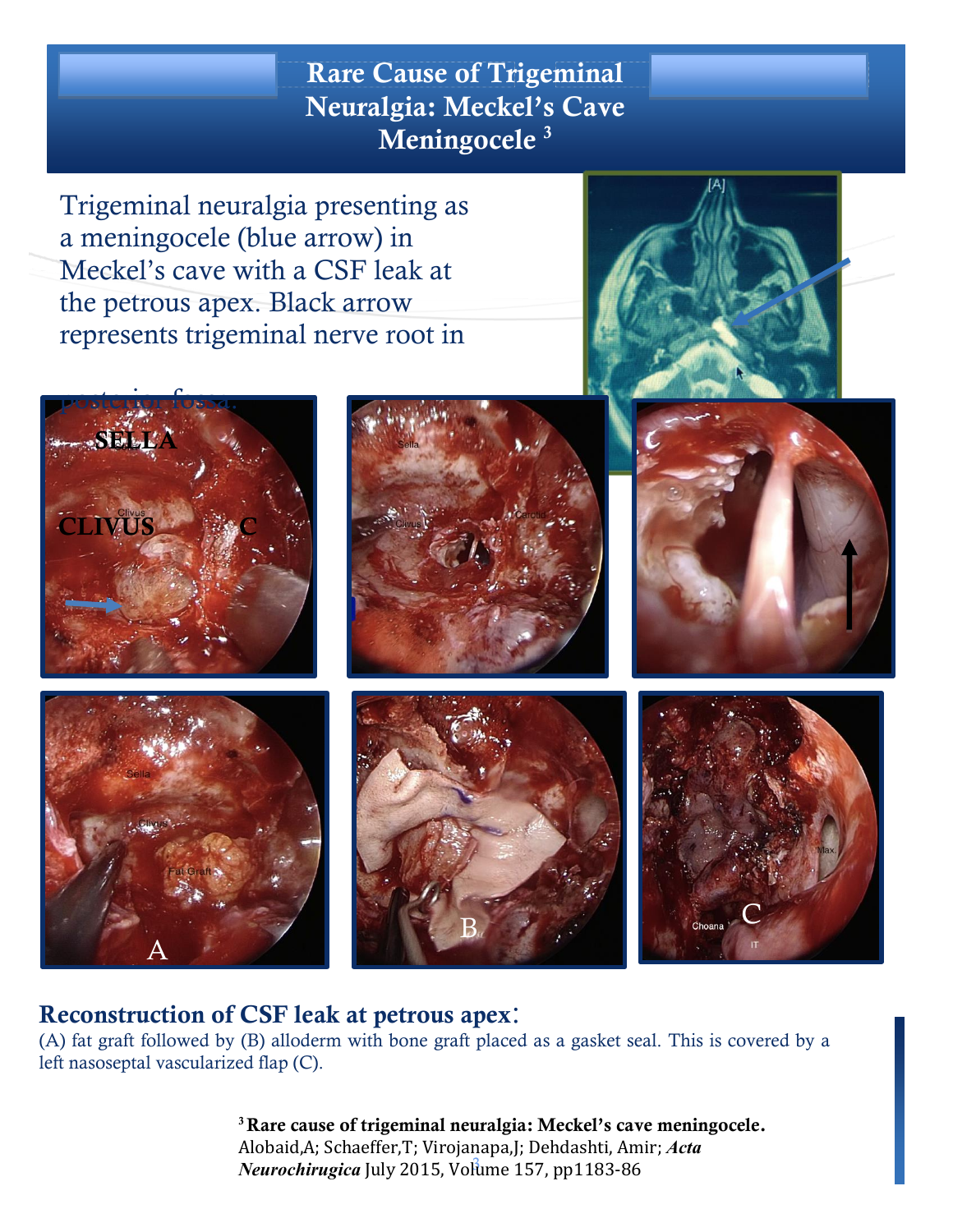# Rare Cause of Trigeminal Neuralgia: Meckel's Cave Meningocele [3]

Trigeminal neuralgia presenting as a meningocele (blue arrow) in Meckel's cave with a CSF leak at the petrous apex. Black arrow represents trigeminal nerve root in posterior fossa.

## Reconstruction of CSF leak at petrous apex:

(A) fat graft followed by (B) alloderm with bone graft placed as a gasket seal. This is covered by a left nasoseptal vascularized flap (C).

[3] **Rare cause of trigeminal neuralgia: Meckel's cave meningocele.** Alobaid,A; Schaeffer,T; Virojanapa,J; Dehdashti, Amir; ***Acta Neurochirugica*** July 2015, Volume 157, pp1183-86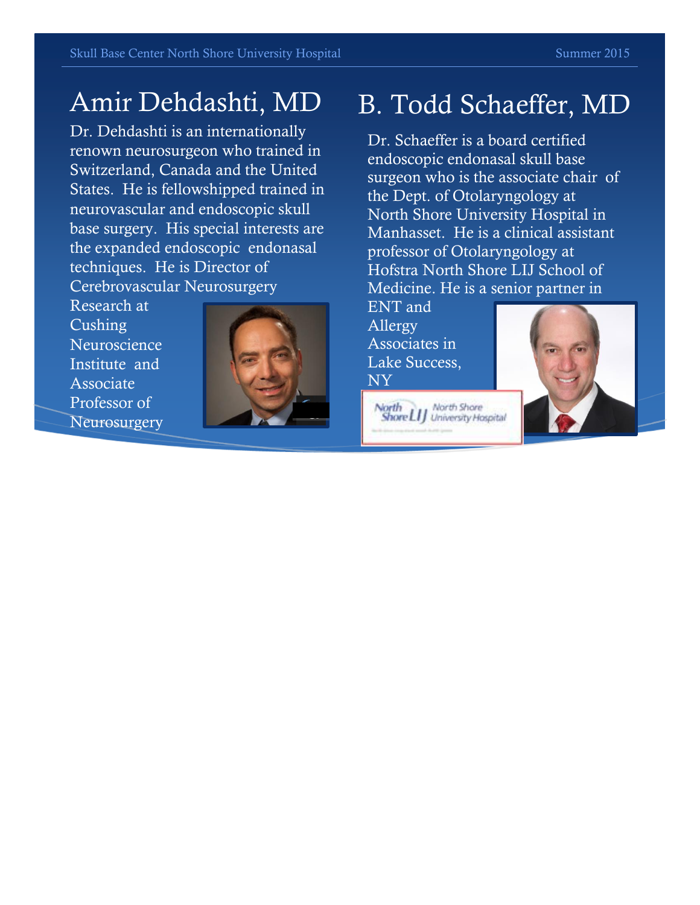## Amir Dehdashti, MD

Dr. Dehdashti is an internationally renown neurosurgeon who trained in Switzerland, Canada and the United States. He is fellowshipped trained in neurovascular and endoscopic skull base surgery. His special interests are the expanded endoscopic endonasal techniques. He is Director of Cerebrovascular Neurosurgery Research at Cushing Neuroscience Institute and Associate Professor of Neurosurgery

## B. Todd Schaeffer, MD

Dr. Schaeffer is a board certified endoscopic endonasal skull base surgeon who is the associate chair of the Dept. of Otolaryngology at North Shore University Hospital in Manhasset. He is a clinical assistant professor of Otolaryngology at Hofstra North Shore LIJ School of Medicine. He is a senior partner in ENT and Allergy Associates in Lake Success, NY